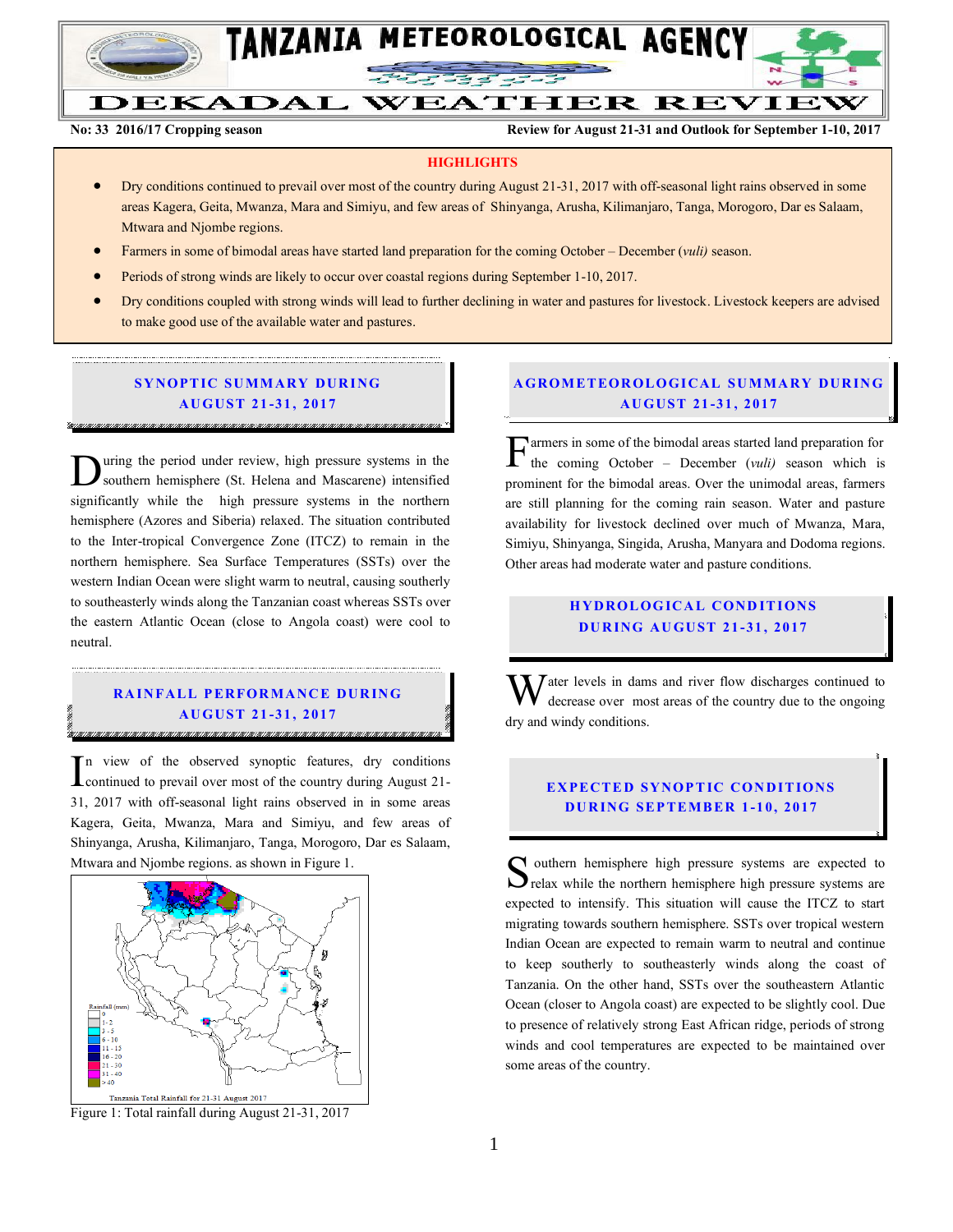# TANZANIA METEOROLOGICAL AGENCY

## DEKADAL WEATHER REVIEW

**No: 33 2016/17 Cropping season** | **Review for August 21-31 and Outlook for September 1-10, 2017**

### HIGHLIGHTS

- Dry conditions continued to prevail over most of the country during August 21-31, 2017 with off-seasonal light rains observed in some areas Kagera, Geita, Mwanza, Mara and Simiyu, and few areas of Shinyanga, Arusha, Kilimanjaro, Tanga, Morogoro, Dar es Salaam, Mtwara and Njombe regions.
- Farmers in some of bimodal areas have started land preparation for the coming October – December (*vuli)* season.
- Periods of strong winds are likely to occur over coastal regions during September 1-10, 2017.
- Dry conditions coupled with strong winds will lead to further declining in water and pastures for livestock. Livestock keepers are advised to make good use of the available water and pastures.

## SYNOPTIC SUMMARY DURING AUGUST 21-31, 2017

During the period under review, high pressure systems in the southern hemisphere (St. Helena and Mascarene) intensified significantly while the high pressure systems in the northern hemisphere (Azores and Siberia) relaxed. The situation contributed to the Inter-tropical Convergence Zone (ITCZ) to remain in the northern hemisphere. Sea Surface Temperatures (SSTs) over the western Indian Ocean were slight warm to neutral, causing southerly to southeasterly winds along the Tanzanian coast whereas SSTs over the eastern Atlantic Ocean (close to Angola coast) were cool to neutral.

## RAINFALL PERFORMANCE DURING AUGUST 21-31, 2017

In view of the observed synoptic features, dry conditions continued to prevail over most of the country during August 21-31, 2017 with off-seasonal light rains observed in in some areas Kagera, Geita, Mwanza, Mara and Simiyu, and few areas of Shinyanga, Arusha, Kilimanjaro, Tanga, Morogoro, Dar es Salaam, Mtwara and Njombe regions. as shown in Figure 1.

Figure 1: Total rainfall during August 21-31, 2017

## AGROMETEOROLOGICAL SUMMARY DURING AUGUST 21-31, 2017

Farmers in some of the bimodal areas started land preparation for the coming October – December (*vuli)* season which is prominent for the bimodal areas. Over the unimodal areas, farmers are still planning for the coming rain season. Water and pasture availability for livestock declined over much of Mwanza, Mara, Simiyu, Shinyanga, Singida, Arusha, Manyara and Dodoma regions. Other areas had moderate water and pasture conditions.

## HYDROLOGICAL CONDITIONS DURING AUGUST 21-31, 2017

Water levels in dams and river flow discharges continued to decrease over most areas of the country due to the ongoing dry and windy conditions.

## EXPECTED SYNOPTIC CONDITIONS DURING SEPTEMBER 1-10, 2017

Southern hemisphere high pressure systems are expected to relax while the northern hemisphere high pressure systems are expected to intensify. This situation will cause the ITCZ to start migrating towards southern hemisphere. SSTs over tropical western Indian Ocean are expected to remain warm to neutral and continue to keep southerly to southeasterly winds along the coast of Tanzania. On the other hand, SSTs over the southeastern Atlantic Ocean (closer to Angola coast) are expected to be slightly cool. Due to presence of relatively strong East African ridge, periods of strong winds and cool temperatures are expected to be maintained over some areas of the country.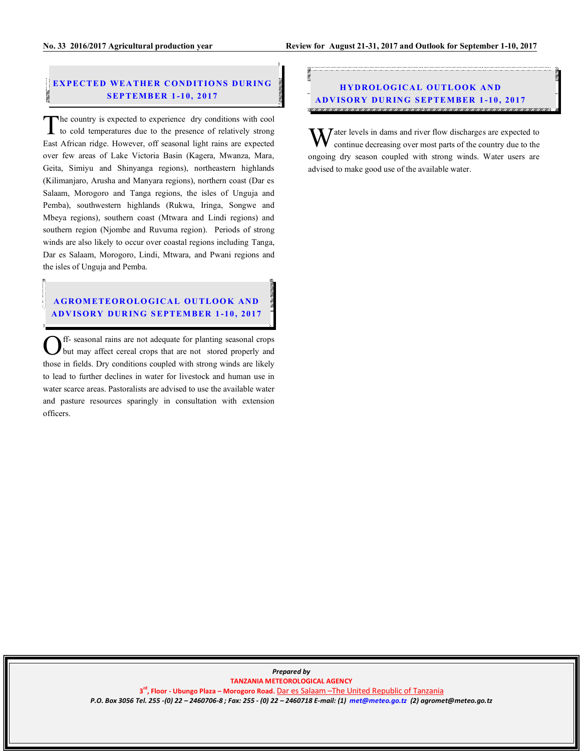## EXPECTED WEATHER CONDITIONS DURING SEPTEMBER 1-10, 2017

The country is expected to experience dry conditions with cool to cold temperatures due to the presence of relatively strong East African ridge. However, off seasonal light rains are expected over few areas of Lake Victoria Basin (Kagera, Mwanza, Mara, Geita, Simiyu and Shinyanga regions), northeastern highlands (Kilimanjaro, Arusha and Manyara regions), northern coast (Dar es Salaam, Morogoro and Tanga regions, the isles of Unguja and Pemba), southwestern highlands (Rukwa, Iringa, Songwe and Mbeya regions), southern coast (Mtwara and Lindi regions) and southern region (Njombe and Ruvuma region). Periods of strong winds are also likely to occur over coastal regions including Tanga, Dar es Salaam, Morogoro, Lindi, Mtwara, and Pwani regions and the isles of Unguja and Pemba.

## AGROMETEOROLOGICAL OUTLOOK AND ADVISORY DURING SEPTEMBER 1-10, 2017

Off- seasonal rains are not adequate for planting seasonal crops but may affect cereal crops that are not stored properly and those in fields. Dry conditions coupled with strong winds are likely to lead to further declines in water for livestock and human use in water scarce areas. Pastoralists are advised to use the available water and pasture resources sparingly in consultation with extension officers.

## HYDROLOGICAL OUTLOOK AND ADVISORY DURING SEPTEMBER 1-10, 2017

Water levels in dams and river flow discharges are expected to continue decreasing over most parts of the country due to the ongoing dry season coupled with strong winds. Water users are advised to make good use of the available water.

*Prepared by*

**TANZANIA METEOROLOGICAL AGENCY**

**3rd, Floor - Ubungo Plaza – Morogoro Road.** Dar es Salaam –The United Republic of Tanzania

*P.O. Box 3056 Tel. 255 -(0) 22 – 2460706-8 ; Fax: 255 - (0) 22 – 2460718 E-mail: (1) met@meteo.go.tz (2) agromet@meteo.go.tz*